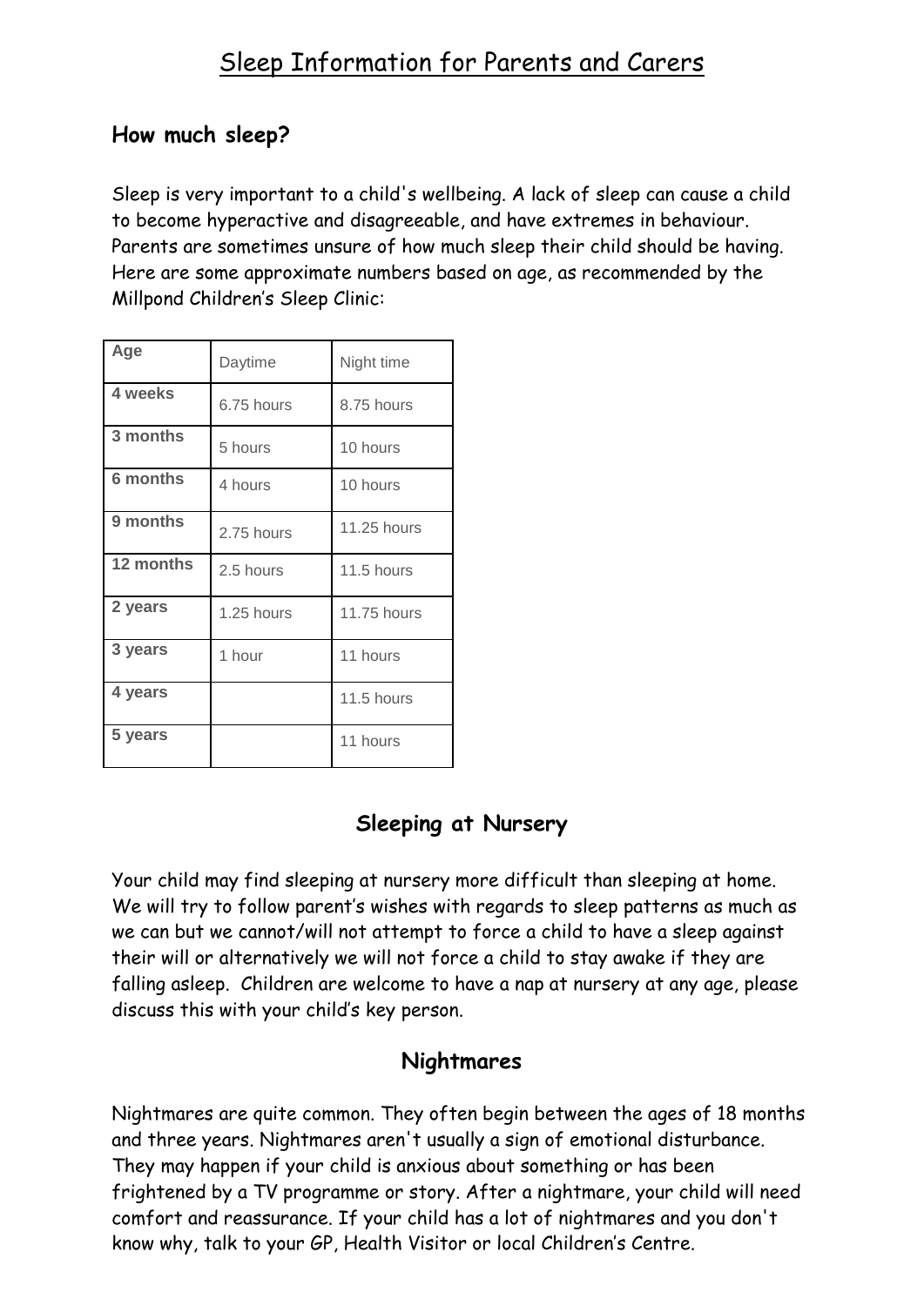# Sleep Information for Parents and Carers

## How much sleep?

Sleep is very important to a child's wellbeing. A lack of sleep can cause a child to become hyperactive and disagreeable, and have extremes in behaviour. Parents are sometimes unsure of how much sleep their child should be having. Here are some approximate numbers based on age, as recommended by the Millpond Children's Sleep Clinic:

| Age | Daytime | Night time |
|---|---|---|
| **4 weeks** | 6.75 hours | 8.75 hours |
| **3 months** | 5 hours | 10 hours |
| **6 months** | 4 hours | 10 hours |
| **9 months** | 2.75 hours | 11.25 hours |
| **12 months** | 2.5 hours | 11.5 hours |
| **2 years** | 1.25 hours | 11.75 hours |
| **3 years** | 1 hour | 11 hours |
| **4 years** | | 11.5 hours |
| **5 years** | | 11 hours |

## Sleeping at Nursery

Your child may find sleeping at nursery more difficult than sleeping at home. We will try to follow parent's wishes with regards to sleep patterns as much as we can but we cannot/will not attempt to force a child to have a sleep against their will or alternatively we will not force a child to stay awake if they are falling asleep. Children are welcome to have a nap at nursery at any age, please discuss this with your child's key person.

## Nightmares

Nightmares are quite common. They often begin between the ages of 18 months and three years. Nightmares aren't usually a sign of emotional disturbance. They may happen if your child is anxious about something or has been frightened by a TV programme or story. After a nightmare, your child will need comfort and reassurance. If your child has a lot of nightmares and you don't know why, talk to your GP, Health Visitor or local Children's Centre.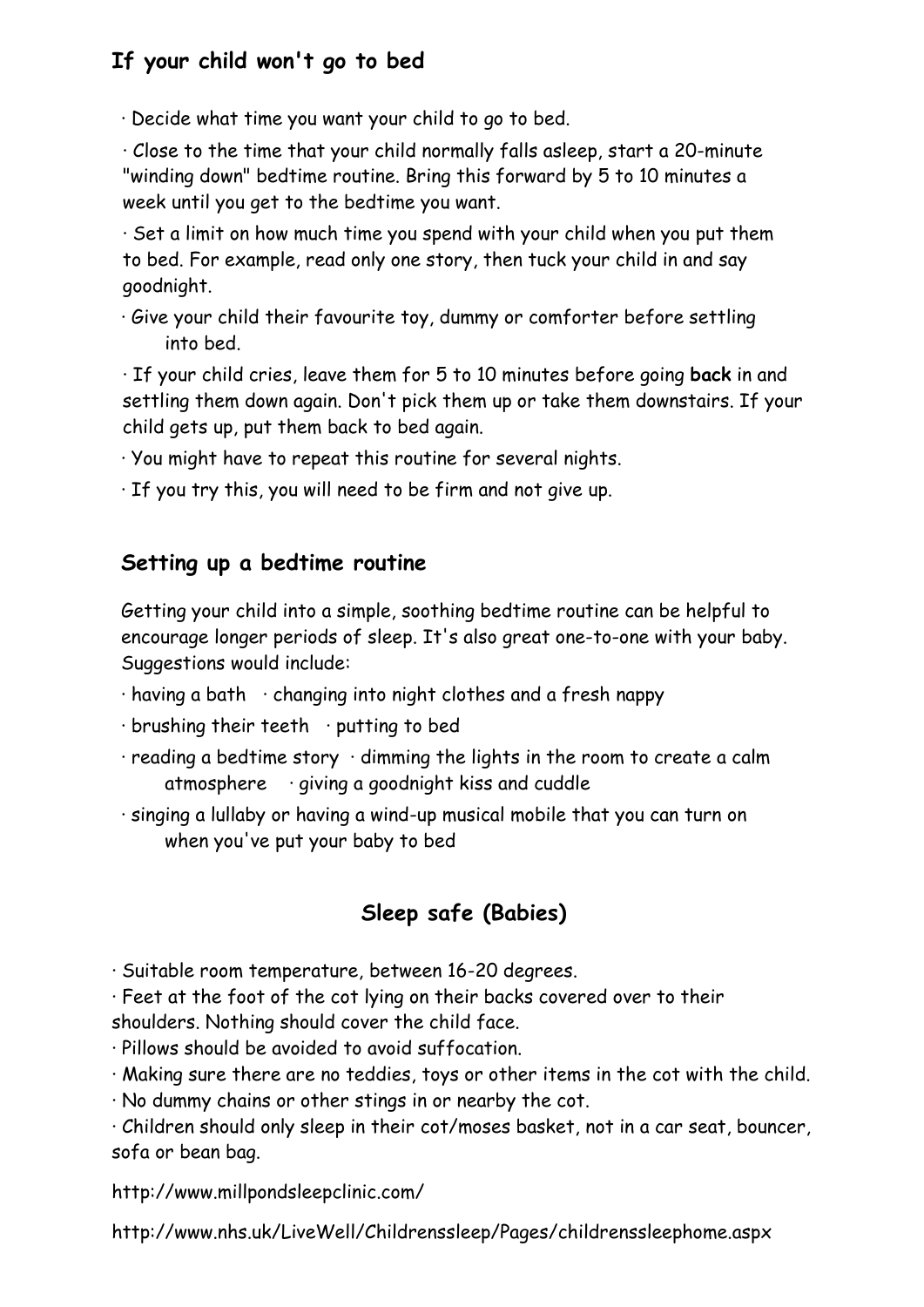## If your child won't go to bed

- Decide what time you want your child to go to bed.
- Close to the time that your child normally falls asleep, start a 20-minute "winding down" bedtime routine. Bring this forward by 5 to 10 minutes a week until you get to the bedtime you want.
- Set a limit on how much time you spend with your child when you put them to bed. For example, read only one story, then tuck your child in and say goodnight.
- Give your child their favourite toy, dummy or comforter before settling into bed.
- If your child cries, leave them for 5 to 10 minutes before going **back** in and settling them down again. Don't pick them up or take them downstairs. If your child gets up, put them back to bed again.
- You might have to repeat this routine for several nights.
- If you try this, you will need to be firm and not give up.

## Setting up a bedtime routine

Getting your child into a simple, soothing bedtime routine can be helpful to encourage longer periods of sleep. It's also great one-to-one with your baby. Suggestions would include:

- having a bath
- changing into night clothes and a fresh nappy
- brushing their teeth
- putting to bed
- reading a bedtime story
- dimming the lights in the room to create a calm atmosphere
- giving a goodnight kiss and cuddle
- singing a lullaby or having a wind-up musical mobile that you can turn on when you've put your baby to bed

## Sleep safe (Babies)

- Suitable room temperature, between 16-20 degrees.
- Feet at the foot of the cot lying on their backs covered over to their shoulders. Nothing should cover the child face.
- Pillows should be avoided to avoid suffocation.
- Making sure there are no teddies, toys or other items in the cot with the child.
- No dummy chains or other stings in or nearby the cot.
- Children should only sleep in their cot/moses basket, not in a car seat, bouncer, sofa or bean bag.

http://www.millpondsleepclinic.com/

http://www.nhs.uk/LiveWell/Childrenssleep/Pages/childrenssleephome.aspx